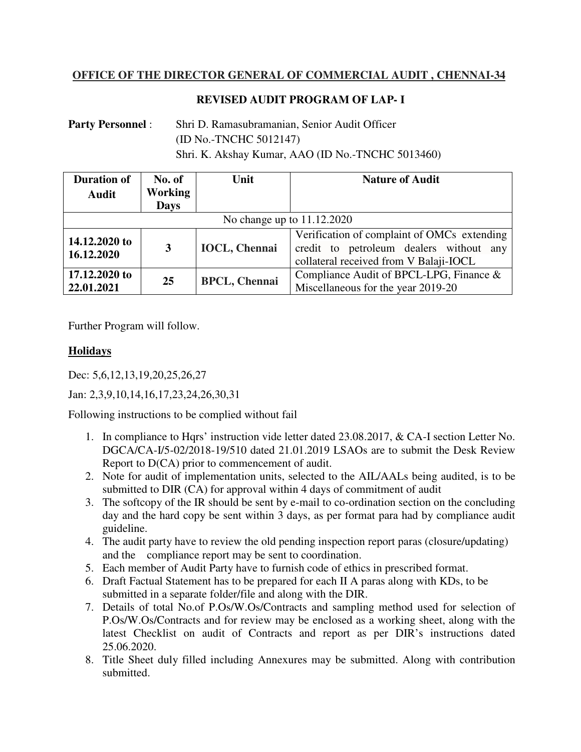## OFFICE OF THE DIRECTOR GENERAL OF COMMERCIAL AUDIT , CHENNAI-34

### REVISED AUDIT PROGRAM OF LAP- I

**Party Personnel** : Shri D. Ramasubramanian, Senior Audit Officer (ID No.-TNCHC 5012147)
Shri. K. Akshay Kumar, AAO (ID No.-TNCHC 5013460)

| Duration of Audit | No. of Working Days | Unit | Nature of Audit |
|---|---|---|---|
| No change up to 11.12.2020 | | | |
| **14.12.2020 to 16.12.2020** | **3** | **IOCL, Chennai** | Verification of complaint of OMCs extending credit to petroleum dealers without any collateral received from V Balaji-IOCL |
| **17.12.2020 to 22.01.2021** | **25** | **BPCL, Chennai** | Compliance Audit of BPCL-LPG, Finance & Miscellaneous for the year 2019-20 |

Further Program will follow.

**Holidays**

Dec: 5,6,12,13,19,20,25,26,27

Jan: 2,3,9,10,14,16,17,23,24,26,30,31

Following instructions to be complied without fail

1. In compliance to Hqrs' instruction vide letter dated 23.08.2017, & CA-I section Letter No. DGCA/CA-I/5-02/2018-19/510 dated 21.01.2019 LSAOs are to submit the Desk Review Report to D(CA) prior to commencement of audit.
2. Note for audit of implementation units, selected to the AIL/AALs being audited, is to be submitted to DIR (CA) for approval within 4 days of commitment of audit
3. The softcopy of the IR should be sent by e-mail to co-ordination section on the concluding day and the hard copy be sent within 3 days, as per format para had by compliance audit guideline.
4. The audit party have to review the old pending inspection report paras (closure/updating) and the compliance report may be sent to coordination.
5. Each member of Audit Party have to furnish code of ethics in prescribed format.
6. Draft Factual Statement has to be prepared for each II A paras along with KDs, to be submitted in a separate folder/file and along with the DIR.
7. Details of total No.of P.Os/W.Os/Contracts and sampling method used for selection of P.Os/W.Os/Contracts and for review may be enclosed as a working sheet, along with the latest Checklist on audit of Contracts and report as per DIR's instructions dated 25.06.2020.
8. Title Sheet duly filled including Annexures may be submitted. Along with contribution submitted.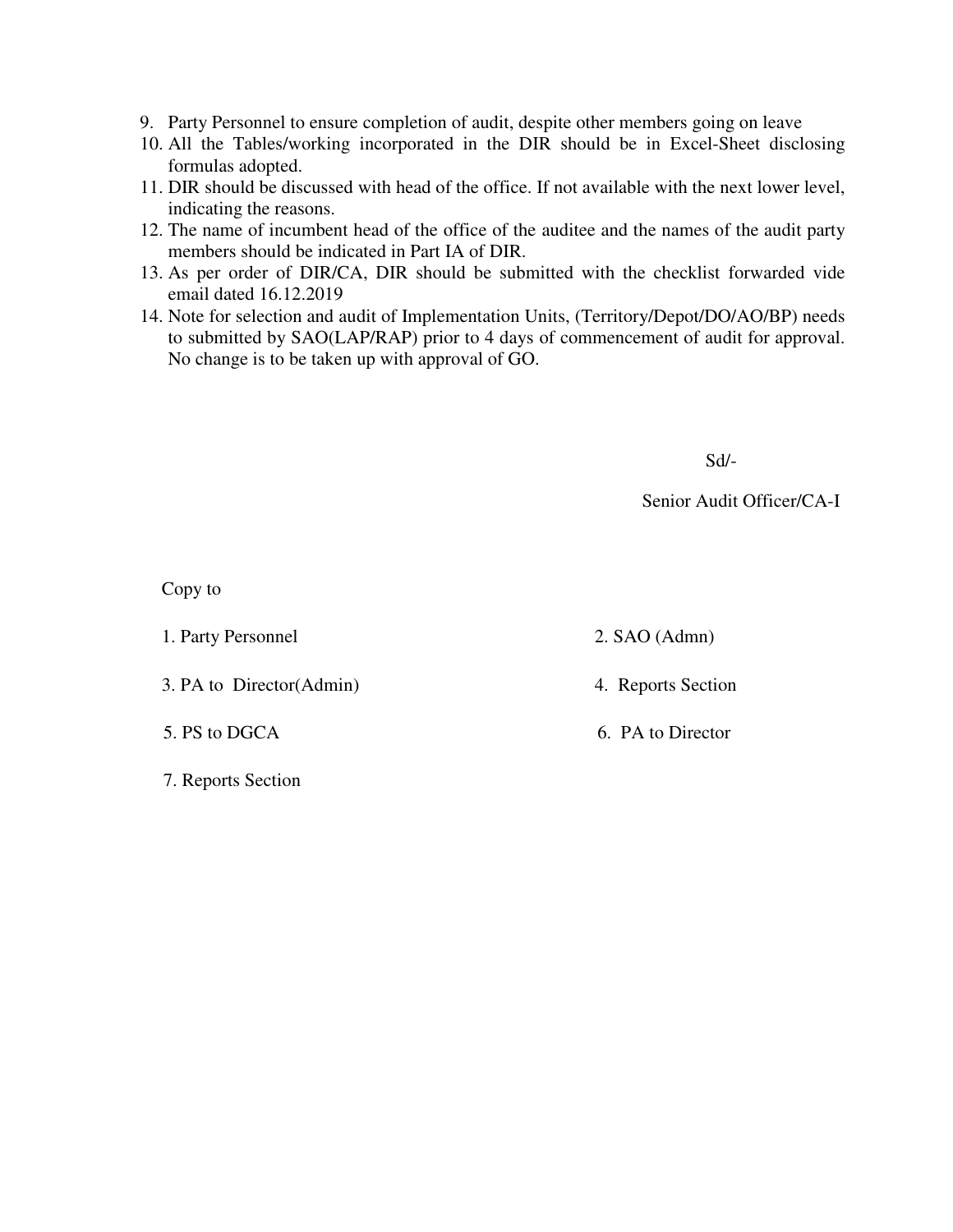9. Party Personnel to ensure completion of audit, despite other members going on leave
10. All the Tables/working incorporated in the DIR should be in Excel-Sheet disclosing formulas adopted.
11. DIR should be discussed with head of the office. If not available with the next lower level, indicating the reasons.
12. The name of incumbent head of the office of the auditee and the names of the audit party members should be indicated in Part IA of DIR.
13. As per order of DIR/CA, DIR should be submitted with the checklist forwarded vide email dated 16.12.2019
14. Note for selection and audit of Implementation Units, (Territory/Depot/DO/AO/BP) needs to submitted by SAO(LAP/RAP) prior to 4 days of commencement of audit for approval. No change is to be taken up with approval of GO.

Sd/-

Senior Audit Officer/CA-I

Copy to

1. Party Personnel
2. SAO (Admn)
3. PA to Director(Admin)
4. Reports Section
5. PS to DGCA
6. PA to Director
7. Reports Section